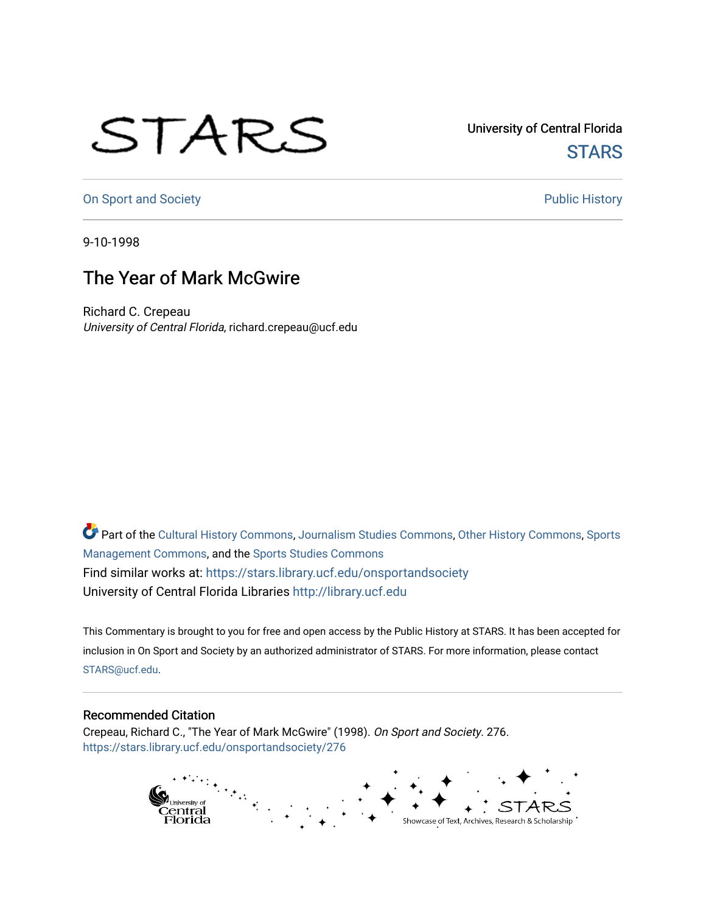University of Central Florida

STARS

On Sport and Society

Public History

9-10-1998

# The Year of Mark McGwire

Richard C. Crepeau
*University of Central Florida*, richard.crepeau@ucf.edu

Part of the Cultural History Commons, Journalism Studies Commons, Other History Commons, Sports Management Commons, and the Sports Studies Commons

Find similar works at: https://stars.library.ucf.edu/onsportandsociety

University of Central Florida Libraries http://library.ucf.edu

This Commentary is brought to you for free and open access by the Public History at STARS. It has been accepted for inclusion in On Sport and Society by an authorized administrator of STARS. For more information, please contact STARS@ucf.edu.

## Recommended Citation

Crepeau, Richard C., "The Year of Mark McGwire" (1998). *On Sport and Society*. 276.
https://stars.library.ucf.edu/onsportandsociety/276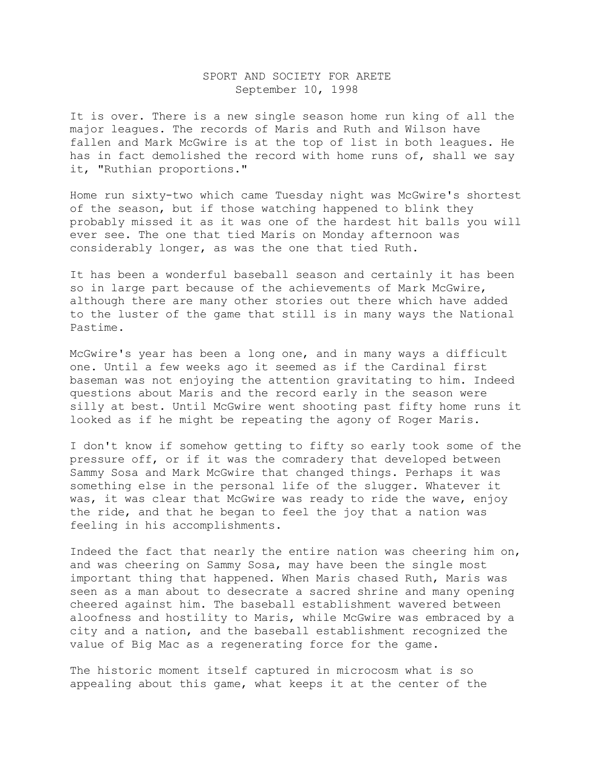SPORT AND SOCIETY FOR ARETE
September 10, 1998

It is over. There is a new single season home run king of all the major leagues. The records of Maris and Ruth and Wilson have fallen and Mark McGwire is at the top of list in both leagues. He has in fact demolished the record with home runs of, shall we say it, "Ruthian proportions."

Home run sixty-two which came Tuesday night was McGwire's shortest of the season, but if those watching happened to blink they probably missed it as it was one of the hardest hit balls you will ever see. The one that tied Maris on Monday afternoon was considerably longer, as was the one that tied Ruth.

It has been a wonderful baseball season and certainly it has been so in large part because of the achievements of Mark McGwire, although there are many other stories out there which have added to the luster of the game that still is in many ways the National Pastime.

McGwire's year has been a long one, and in many ways a difficult one. Until a few weeks ago it seemed as if the Cardinal first baseman was not enjoying the attention gravitating to him. Indeed questions about Maris and the record early in the season were silly at best. Until McGwire went shooting past fifty home runs it looked as if he might be repeating the agony of Roger Maris.

I don't know if somehow getting to fifty so early took some of the pressure off, or if it was the comradery that developed between Sammy Sosa and Mark McGwire that changed things. Perhaps it was something else in the personal life of the slugger. Whatever it was, it was clear that McGwire was ready to ride the wave, enjoy the ride, and that he began to feel the joy that a nation was feeling in his accomplishments.

Indeed the fact that nearly the entire nation was cheering him on, and was cheering on Sammy Sosa, may have been the single most important thing that happened. When Maris chased Ruth, Maris was seen as a man about to desecrate a sacred shrine and many opening cheered against him. The baseball establishment wavered between aloofness and hostility to Maris, while McGwire was embraced by a city and a nation, and the baseball establishment recognized the value of Big Mac as a regenerating force for the game.

The historic moment itself captured in microcosm what is so appealing about this game, what keeps it at the center of the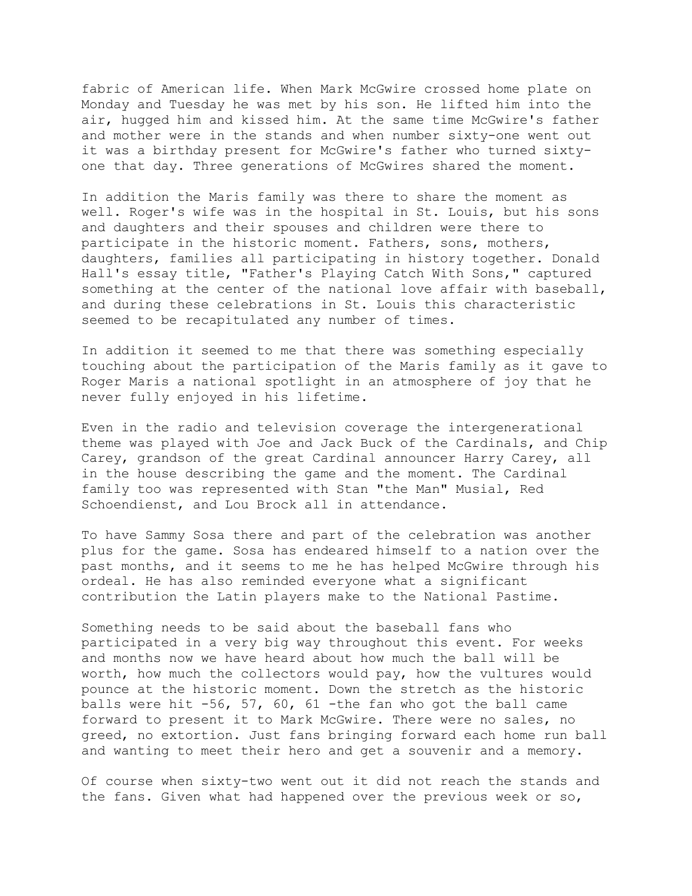fabric of American life. When Mark McGwire crossed home plate on Monday and Tuesday he was met by his son. He lifted him into the air, hugged him and kissed him. At the same time McGwire's father and mother were in the stands and when number sixty-one went out it was a birthday present for McGwire's father who turned sixty-one that day. Three generations of McGwires shared the moment.

In addition the Maris family was there to share the moment as well. Roger's wife was in the hospital in St. Louis, but his sons and daughters and their spouses and children were there to participate in the historic moment. Fathers, sons, mothers, daughters, families all participating in history together. Donald Hall's essay title, "Father's Playing Catch With Sons," captured something at the center of the national love affair with baseball, and during these celebrations in St. Louis this characteristic seemed to be recapitulated any number of times.

In addition it seemed to me that there was something especially touching about the participation of the Maris family as it gave to Roger Maris a national spotlight in an atmosphere of joy that he never fully enjoyed in his lifetime.

Even in the radio and television coverage the intergenerational theme was played with Joe and Jack Buck of the Cardinals, and Chip Carey, grandson of the great Cardinal announcer Harry Carey, all in the house describing the game and the moment. The Cardinal family too was represented with Stan "the Man" Musial, Red Schoendienst, and Lou Brock all in attendance.

To have Sammy Sosa there and part of the celebration was another plus for the game. Sosa has endeared himself to a nation over the past months, and it seems to me he has helped McGwire through his ordeal. He has also reminded everyone what a significant contribution the Latin players make to the National Pastime.

Something needs to be said about the baseball fans who participated in a very big way throughout this event. For weeks and months now we have heard about how much the ball will be worth, how much the collectors would pay, how the vultures would pounce at the historic moment. Down the stretch as the historic balls were hit -56, 57, 60, 61 -the fan who got the ball came forward to present it to Mark McGwire. There were no sales, no greed, no extortion. Just fans bringing forward each home run ball and wanting to meet their hero and get a souvenir and a memory.

Of course when sixty-two went out it did not reach the stands and the fans. Given what had happened over the previous week or so,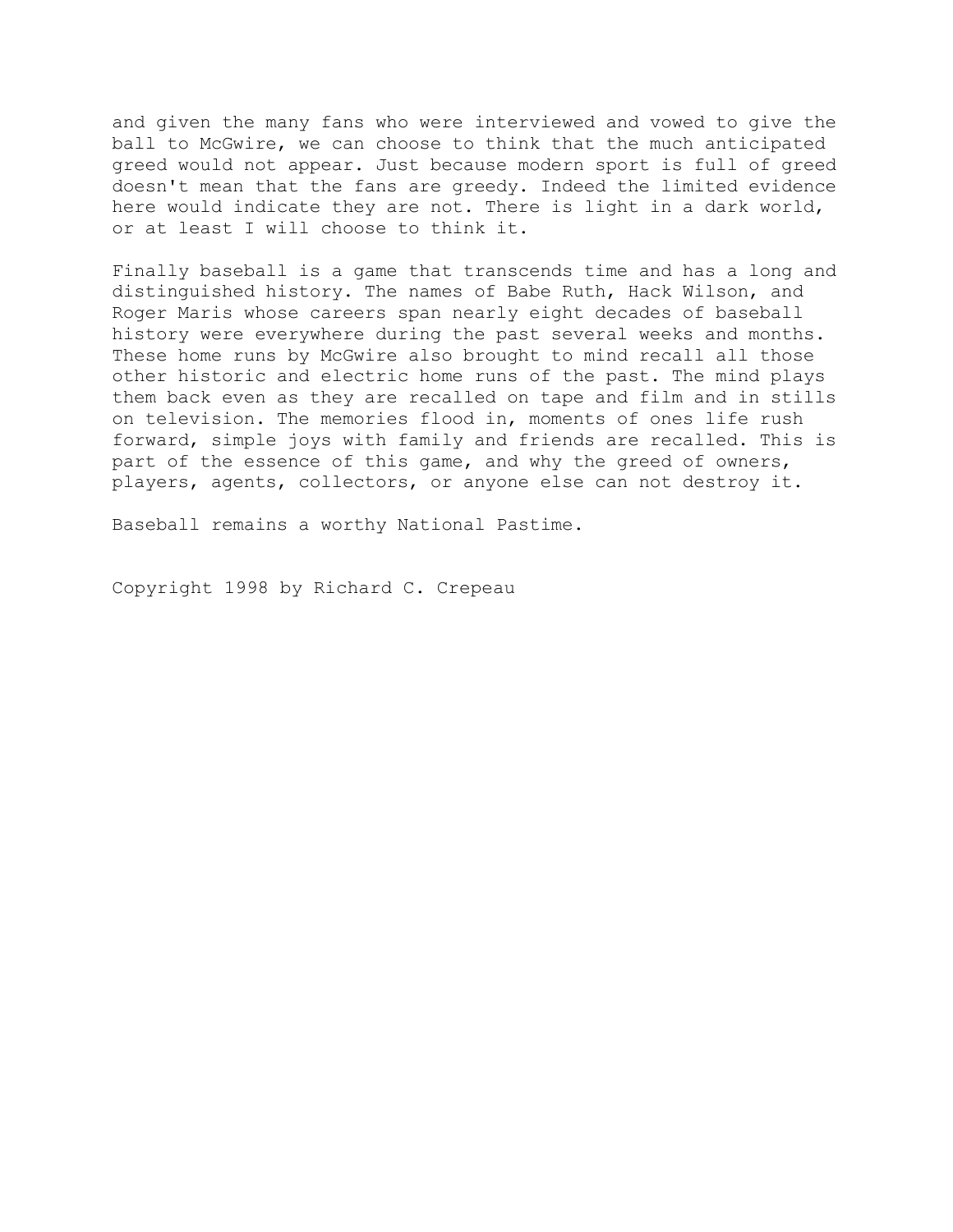and given the many fans who were interviewed and vowed to give the ball to McGwire, we can choose to think that the much anticipated greed would not appear. Just because modern sport is full of greed doesn't mean that the fans are greedy. Indeed the limited evidence here would indicate they are not. There is light in a dark world, or at least I will choose to think it.

Finally baseball is a game that transcends time and has a long and distinguished history. The names of Babe Ruth, Hack Wilson, and Roger Maris whose careers span nearly eight decades of baseball history were everywhere during the past several weeks and months. These home runs by McGwire also brought to mind recall all those other historic and electric home runs of the past. The mind plays them back even as they are recalled on tape and film and in stills on television. The memories flood in, moments of ones life rush forward, simple joys with family and friends are recalled. This is part of the essence of this game, and why the greed of owners, players, agents, collectors, or anyone else can not destroy it.

Baseball remains a worthy National Pastime.

Copyright 1998 by Richard C. Crepeau